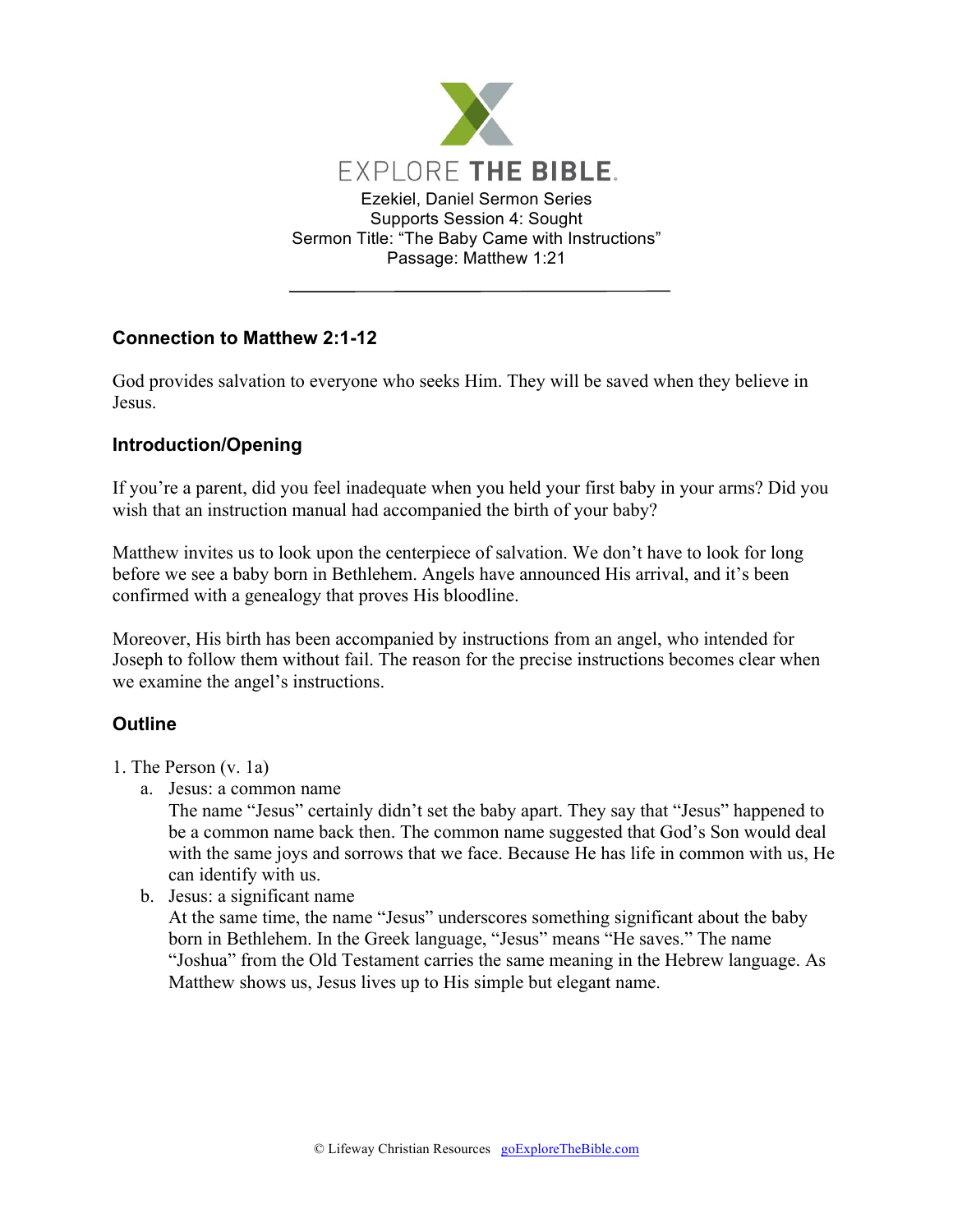EXPLORE THE BIBLE.

Ezekiel, Daniel Sermon Series
Supports Session 4: Sought
Sermon Title: "The Baby Came with Instructions"
Passage: Matthew 1:21

---

### Connection to Matthew 2:1-12

God provides salvation to everyone who seeks Him. They will be saved when they believe in Jesus.

### Introduction/Opening

If you're a parent, did you feel inadequate when you held your first baby in your arms? Did you wish that an instruction manual had accompanied the birth of your baby?

Matthew invites us to look upon the centerpiece of salvation. We don't have to look for long before we see a baby born in Bethlehem. Angels have announced His arrival, and it's been confirmed with a genealogy that proves His bloodline.

Moreover, His birth has been accompanied by instructions from an angel, who intended for Joseph to follow them without fail. The reason for the precise instructions becomes clear when we examine the angel's instructions.

### Outline

1. The Person (v. 1a)
   a. Jesus: a common name
      The name "Jesus" certainly didn't set the baby apart. They say that "Jesus" happened to be a common name back then. The common name suggested that God's Son would deal with the same joys and sorrows that we face. Because He has life in common with us, He can identify with us.
   b. Jesus: a significant name
      At the same time, the name "Jesus" underscores something significant about the baby born in Bethlehem. In the Greek language, "Jesus" means "He saves." The name "Joshua" from the Old Testament carries the same meaning in the Hebrew language. As Matthew shows us, Jesus lives up to His simple but elegant name.

© Lifeway Christian Resources goExploreTheBible.com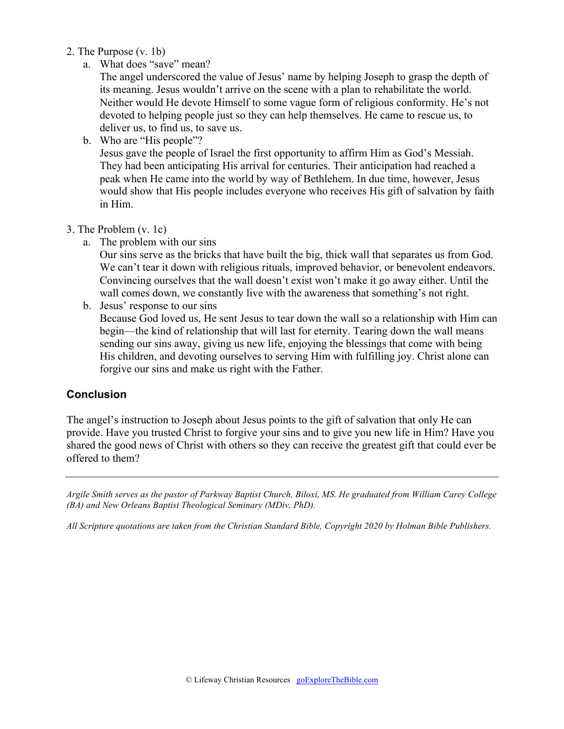2. The Purpose (v. 1b)
   a. What does "save" mean?
      The angel underscored the value of Jesus' name by helping Joseph to grasp the depth of its meaning. Jesus wouldn't arrive on the scene with a plan to rehabilitate the world. Neither would He devote Himself to some vague form of religious conformity. He's not devoted to helping people just so they can help themselves. He came to rescue us, to deliver us, to find us, to save us.
   b. Who are "His people"?
      Jesus gave the people of Israel the first opportunity to affirm Him as God's Messiah. They had been anticipating His arrival for centuries. Their anticipation had reached a peak when He came into the world by way of Bethlehem. In due time, however, Jesus would show that His people includes everyone who receives His gift of salvation by faith in Him.

3. The Problem (v. 1c)
   a. The problem with our sins
      Our sins serve as the bricks that have built the big, thick wall that separates us from God. We can't tear it down with religious rituals, improved behavior, or benevolent endeavors. Convincing ourselves that the wall doesn't exist won't make it go away either. Until the wall comes down, we constantly live with the awareness that something's not right.
   b. Jesus' response to our sins
      Because God loved us, He sent Jesus to tear down the wall so a relationship with Him can begin—the kind of relationship that will last for eternity. Tearing down the wall means sending our sins away, giving us new life, enjoying the blessings that come with being His children, and devoting ourselves to serving Him with fulfilling joy. Christ alone can forgive our sins and make us right with the Father.

## Conclusion

The angel's instruction to Joseph about Jesus points to the gift of salvation that only He can provide. Have you trusted Christ to forgive your sins and to give you new life in Him? Have you shared the good news of Christ with others so they can receive the greatest gift that could ever be offered to them?

---

*Argile Smith serves as the pastor of Parkway Baptist Church, Biloxi, MS. He graduated from William Carey College (BA) and New Orleans Baptist Theological Seminary (MDiv, PhD).*

*All Scripture quotations are taken from the Christian Standard Bible, Copyright 2020 by Holman Bible Publishers.*

© Lifeway Christian Resources goExploreTheBible.com